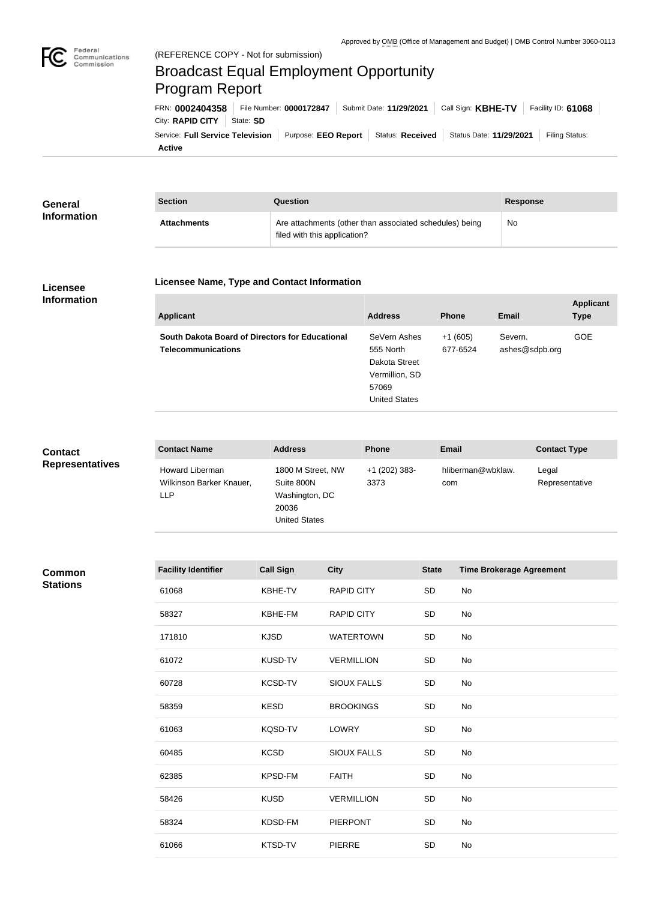Approved by OMB (Office of Management and Budget) | OMB Control Number 3060-0113

(REFERENCE COPY - Not for submission)

# Broadcast Equal Employment Opportunity Program Report

FRN: **0002404358** | File Number: **0000172847** | Submit Date: **11/29/2021** | Call Sign: **KBHE-TV** | Facility ID: **61068** | City: **RAPID CITY** | State: **SD**

Service: **Full Service Television** | Purpose: **EEO Report** | Status: **Received** | Status Date: **11/29/2021** | Filing Status: **Active**

## General Information

| Section | Question | Response |
| --- | --- | --- |
| **Attachments** | Are attachments (other than associated schedules) being filed with this application? | No |

## Licensee Information

### Licensee Name, Type and Contact Information

| Applicant | Address | Phone | Email | Applicant Type |
| --- | --- | --- | --- | --- |
| **South Dakota Board of Directors for Educational Telecommunications** | SeVern Ashes 555 North Dakota Street Vermillion, SD 57069 United States | +1 (605) 677-6524 | Severn.ashes@sdpb.org | GOE |

## Contact Representatives

| Contact Name | Address | Phone | Email | Contact Type |
| --- | --- | --- | --- | --- |
| Howard Liberman Wilkinson Barker Knauer, LLP | 1800 M Street, NW Suite 800N Washington, DC 20036 United States | +1 (202) 383-3373 | hliberman@wbklaw.com | Legal Representative |

## Common Stations

| Facility Identifier | Call Sign | City | State | Time Brokerage Agreement |
| --- | --- | --- | --- | --- |
| 61068 | KBHE-TV | RAPID CITY | SD | No |
| 58327 | KBHE-FM | RAPID CITY | SD | No |
| 171810 | KJSD | WATERTOWN | SD | No |
| 61072 | KUSD-TV | VERMILLION | SD | No |
| 60728 | KCSD-TV | SIOUX FALLS | SD | No |
| 58359 | KESD | BROOKINGS | SD | No |
| 61063 | KQSD-TV | LOWRY | SD | No |
| 60485 | KCSD | SIOUX FALLS | SD | No |
| 62385 | KPSD-FM | FAITH | SD | No |
| 58426 | KUSD | VERMILLION | SD | No |
| 58324 | KDSD-FM | PIERPONT | SD | No |
| 61066 | KTSD-TV | PIERRE | SD | No |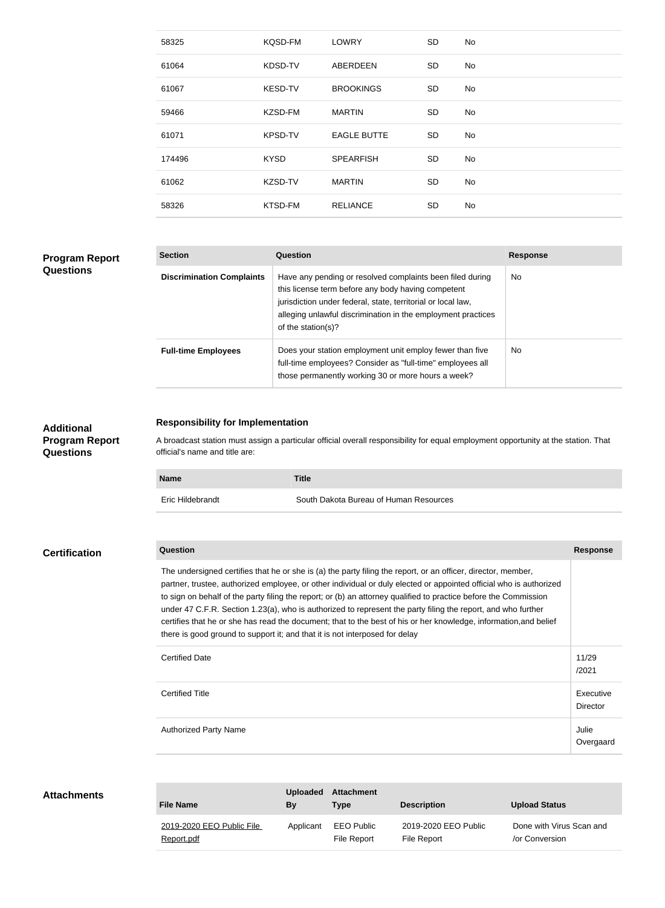| | | | | |
|---|---|---|---|---|
| 58325 | KQSD-FM | LOWRY | SD | No |
| 61064 | KDSD-TV | ABERDEEN | SD | No |
| 61067 | KESD-TV | BROOKINGS | SD | No |
| 59466 | KZSD-FM | MARTIN | SD | No |
| 61071 | KPSD-TV | EAGLE BUTTE | SD | No |
| 174496 | KYSD | SPEARFISH | SD | No |
| 61062 | KZSD-TV | MARTIN | SD | No |
| 58326 | KTSD-FM | RELIANCE | SD | No |

## Program Report Questions

| Section | Question | Response |
|---|---|---|
| **Discrimination Complaints** | Have any pending or resolved complaints been filed during this license term before any body having competent jurisdiction under federal, state, territorial or local law, alleging unlawful discrimination in the employment practices of the station(s)? | No |
| **Full-time Employees** | Does your station employment unit employ fewer than five full-time employees? Consider as "full-time" employees all those permanently working 30 or more hours a week? | No |

## Additional Program Report Questions

**Responsibility for Implementation**

A broadcast station must assign a particular official overall responsibility for equal employment opportunity at the station. That official's name and title are:

| Name | Title |
|---|---|
| Eric Hildebrandt | South Dakota Bureau of Human Resources |

## Certification

| Question | Response |
|---|---|
| The undersigned certifies that he or she is (a) the party filing the report, or an officer, director, member, partner, trustee, authorized employee, or other individual or duly elected or appointed official who is authorized to sign on behalf of the party filing the report; or (b) an attorney qualified to practice before the Commission under 47 C.F.R. Section 1.23(a), who is authorized to represent the party filing the report, and who further certifies that he or she has read the document; that to the best of his or her knowledge, information,and belief there is good ground to support it; and that it is not interposed for delay | |
| Certified Date | 11/29/2021 |
| Certified Title | Executive Director |
| Authorized Party Name | Julie Overgaard |

## Attachments

| File Name | Uploaded By | Attachment Type | Description | Upload Status |
|---|---|---|---|---|
| 2019-2020 EEO Public File Report.pdf | Applicant | EEO Public File Report | 2019-2020 EEO Public File Report | Done with Virus Scan and /or Conversion |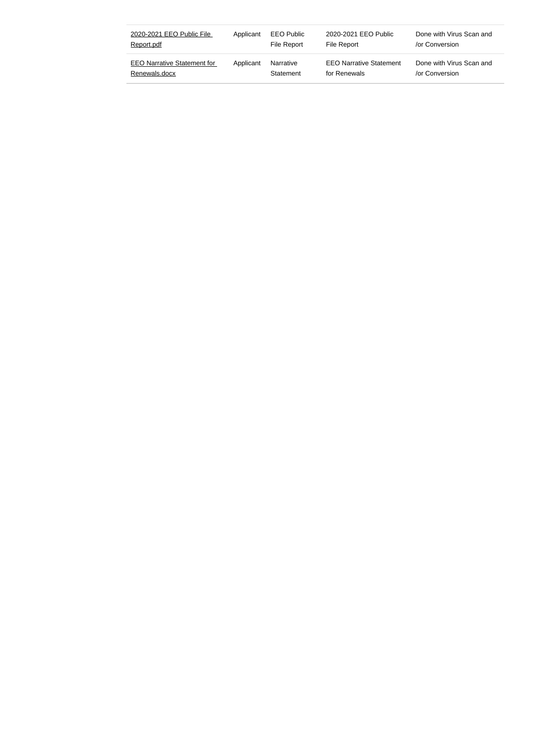| | | | | |
|---|---|---|---|---|
| 2020-2021 EEO Public File Report.pdf | Applicant | EEO Public File Report | 2020-2021 EEO Public File Report | Done with Virus Scan and /or Conversion |
| EEO Narrative Statement for Renewals.docx | Applicant | Narrative Statement | EEO Narrative Statement for Renewals | Done with Virus Scan and /or Conversion |